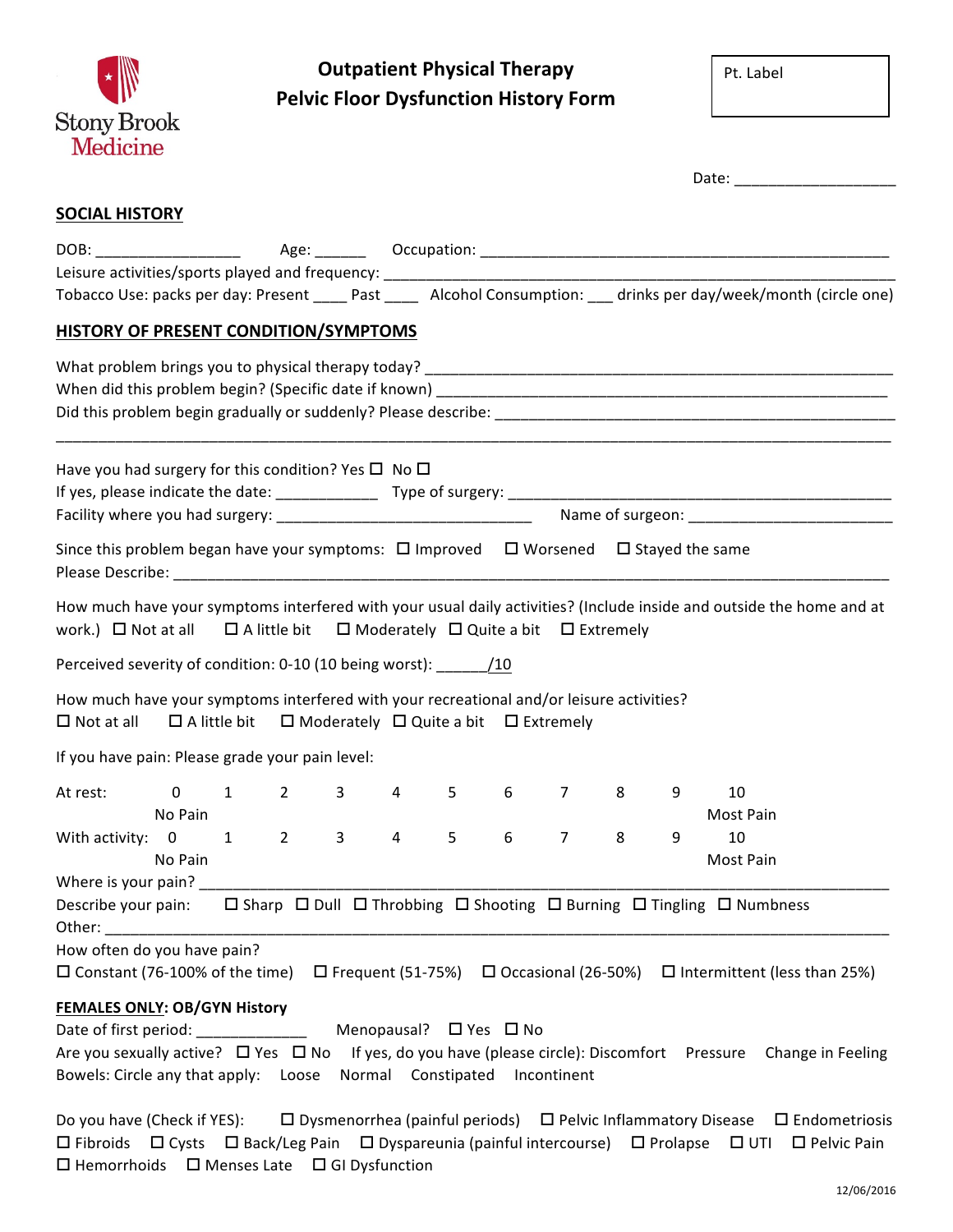Stony Brook Medicine

# Outpatient Physical Therapy
# Pelvic Floor Dysfunction History Form

Pt. Label

Date: ___________________

## SOCIAL HISTORY

DOB: _________________ Age: ______ Occupation: ________________________________________________

Leisure activities/sports played and frequency: ____________________________________________________________

Tobacco Use: packs per day: Present ____ Past ____ Alcohol Consumption: ___ drinks per day/week/month (circle one)

## HISTORY OF PRESENT CONDITION/SYMPTOMS

What problem brings you to physical therapy today? _______________________________________________________

When did this problem begin? (Specific date if known) _____________________________________________________

Did this problem begin gradually or suddenly? Please describe: ______________________________________________

_____________________________________________________________________________________________

Have you had surgery for this condition? Yes ☐ No ☐

If yes, please indicate the date: ____________ Type of surgery: _____________________________________________

Facility where you had surgery: ______________________________ Name of surgeon: ________________________

Since this problem began have your symptoms: ☐ Improved ☐ Worsened ☐ Stayed the same

Please Describe: ______________________________________________________________________________

How much have your symptoms interfered with your usual daily activities? (Include inside and outside the home and at work.) ☐ Not at all ☐ A little bit ☐ Moderately ☐ Quite a bit ☐ Extremely

Perceived severity of condition: 0-10 (10 being worst): ______/10

How much have your symptoms interfered with your recreational and/or leisure activities?

☐ Not at all ☐ A little bit ☐ Moderately ☐ Quite a bit ☐ Extremely

If you have pain: Please grade your pain level:

At rest: 0 (No Pain) 1 2 3 4 5 6 7 8 9 10 (Most Pain)

With activity: 0 (No Pain) 1 2 3 4 5 6 7 8 9 10 (Most Pain)

Where is your pain? _____________________________________________________________________________

Describe your pain: ☐ Sharp ☐ Dull ☐ Throbbing ☐ Shooting ☐ Burning ☐ Tingling ☐ Numbness

Other: ______________________________________________________________________________________

How often do you have pain?

☐ Constant (76-100% of the time) ☐ Frequent (51-75%) ☐ Occasional (26-50%) ☐ Intermittent (less than 25%)

**FEMALES ONLY: OB/GYN History**

Date of first period: _____________ Menopausal? ☐ Yes ☐ No

Are you sexually active? ☐ Yes ☐ No If yes, do you have (please circle): Discomfort Pressure Change in Feeling

Bowels: Circle any that apply: Loose Normal Constipated Incontinent

Do you have (Check if YES): ☐ Dysmenorrhea (painful periods) ☐ Pelvic Inflammatory Disease ☐ Endometriosis ☐ Fibroids ☐ Cysts ☐ Back/Leg Pain ☐ Dyspareunia (painful intercourse) ☐ Prolapse ☐ UTI ☐ Pelvic Pain ☐ Hemorrhoids ☐ Menses Late ☐ GI Dysfunction

12/06/2016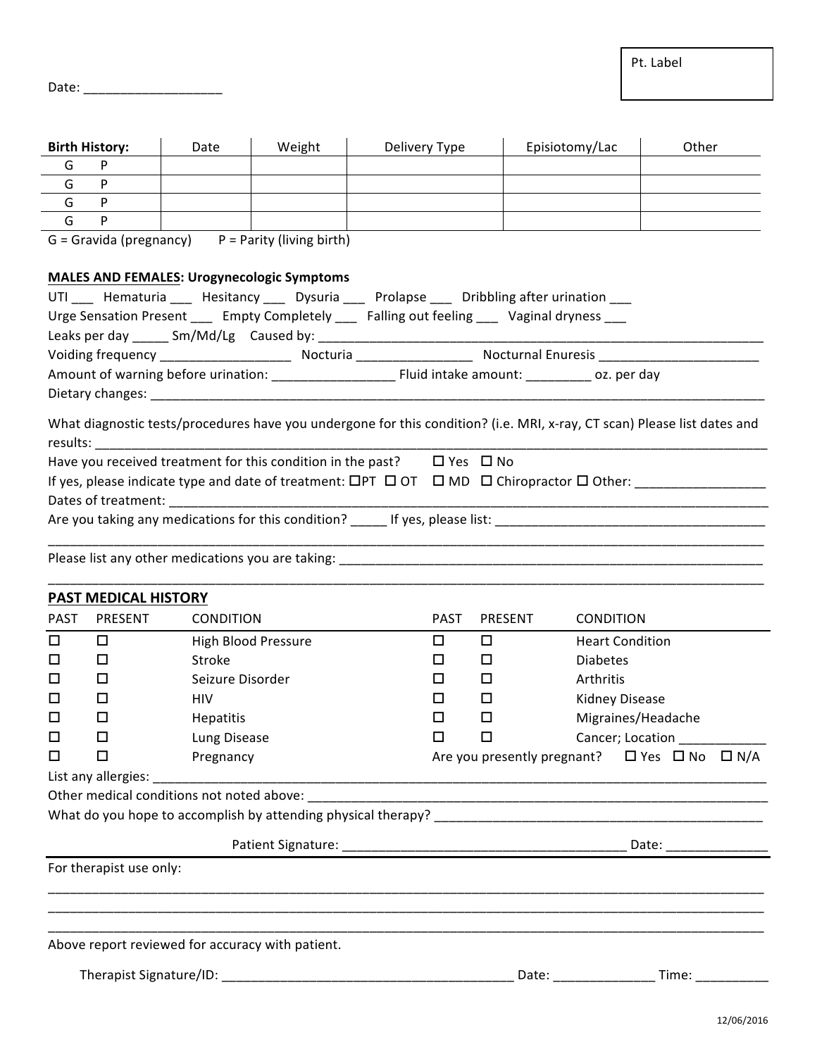Date: ___________________

Pt. Label

| Birth History: | Date | Weight | Delivery Type | Episiotomy/Lac | Other |
|---|---|---|---|---|---|
| G P | | | | | |
| G P | | | | | |
| G P | | | | | |
| G P | | | | | |

G = Gravida (pregnancy) P = Parity (living birth)

**MALES AND FEMALES: Urogynecologic Symptoms**

UTI ___ Hematuria ___ Hesitancy ___ Dysuria ___ Prolapse ___ Dribbling after urination ___

Urge Sensation Present ___ Empty Completely ___ Falling out feeling ___ Vaginal dryness ___

Leaks per day _____ Sm/Md/Lg Caused by: ________________________________________________________________

Voiding frequency _________________ Nocturia ________________ Nocturnal Enuresis ______________________

Amount of warning before urination: ________________ Fluid intake amount: _________ oz. per day

Dietary changes: __________________________________________________________________________________

What diagnostic tests/procedures have you undergone for this condition? (i.e. MRI, x-ray, CT scan) Please list dates and results: __________________________________________________________________________________

Have you received treatment for this condition in the past? ☐ Yes ☐ No

If yes, please indicate type and date of treatment: ☐ PT ☐ OT ☐ MD ☐ Chiropractor ☐ Other: _________________

Dates of treatment: ________________________________________________________________________________

Are you taking any medications for this condition? _____ If yes, please list: _____________________________________

__________________________________________________________________________________________________

Please list any other medications you are taking: __________________________________________________________

__________________________________________________________________________________________________

## PAST MEDICAL HISTORY

| PAST | PRESENT | CONDITION | PAST | PRESENT | CONDITION |
|---|---|---|---|---|---|
| ☐ | ☐ | High Blood Pressure | ☐ | ☐ | Heart Condition |
| ☐ | ☐ | Stroke | ☐ | ☐ | Diabetes |
| ☐ | ☐ | Seizure Disorder | ☐ | ☐ | Arthritis |
| ☐ | ☐ | HIV | ☐ | ☐ | Kidney Disease |
| ☐ | ☐ | Hepatitis | ☐ | ☐ | Migraines/Headache |
| ☐ | ☐ | Lung Disease | ☐ | ☐ | Cancer; Location ____________ |
| ☐ | ☐ | Pregnancy | Are you presently pregnant? ☐ Yes ☐ No ☐ N/A | | |

List any allergies: ________________________________________________________________________________

Other medical conditions not noted above: _____________________________________________________________

What do you hope to accomplish by attending physical therapy? _____________________________________________

Patient Signature: ________________________________________ Date: ______________

For therapist use only:

__________________________________________________________________________________________________

__________________________________________________________________________________________________

__________________________________________________________________________________________________

Above report reviewed for accuracy with patient.

Therapist Signature/ID: ________________________________________ Date: ______________ Time: __________

12/06/2016